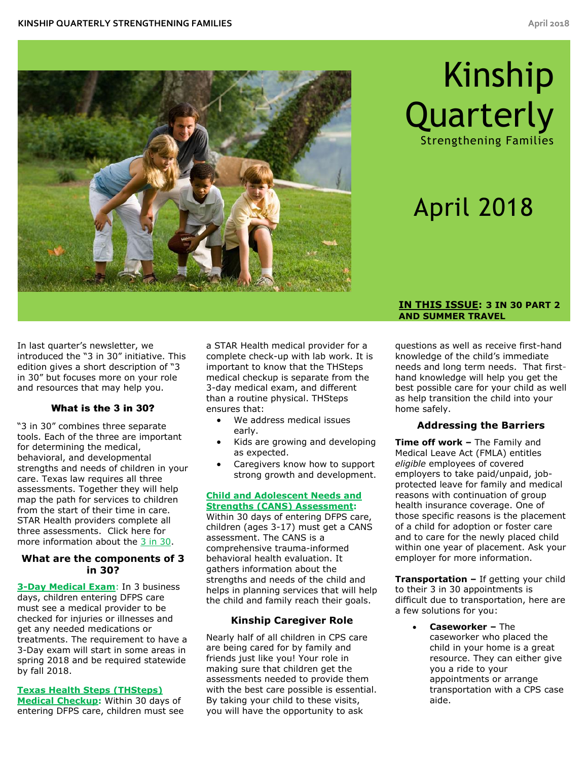# Kinship Quarterly

Strengthening Families

April 2018

**IN THIS ISSUE: 3 IN 30 PART 2 AND SUMMER TRAVEL**

In last quarter's newsletter, we introduced the "3 in 30" initiative. This edition gives a short description of "3 in 30" but focuses more on your role and resources that may help you.

### What is the 3 in 30?

"3 in 30" combines three separate tools. Each of the three are important for determining the medical, behavioral, and developmental strengths and needs of children in your care. Texas law requires all three assessments. Together they will help map the path for services to children from the start of their time in care. STAR Health providers complete all three assessments. Click here for more information about the 3 in 30.

### What are the components of 3 in 30?

**3-Day Medical Exam**: In 3 business days, children entering DFPS care must see a medical provider to be checked for injuries or illnesses and get any needed medications or treatments. The requirement to have a 3-Day exam will start in some areas in spring 2018 and be required statewide by fall 2018.

**Texas Health Steps (THSteps) Medical Checkup:** Within 30 days of entering DFPS care, children must see a STAR Health medical provider for a complete check-up with lab work. It is important to know that the THSteps medical checkup is separate from the 3-day medical exam, and different than a routine physical. THSteps ensures that:

- We address medical issues early.
- Kids are growing and developing as expected.
- Caregivers know how to support strong growth and development.

**Child and Adolescent Needs and Strengths (CANS) Assessment:** Within 30 days of entering DFPS care, children (ages 3-17) must get a CANS assessment. The CANS is a comprehensive trauma-informed behavioral health evaluation. It gathers information about the strengths and needs of the child and helps in planning services that will help the child and family reach their goals.

### Kinship Caregiver Role

Nearly half of all children in CPS care are being cared for by family and friends just like you! Your role in making sure that children get the assessments needed to provide them with the best care possible is essential. By taking your child to these visits, you will have the opportunity to ask questions as well as receive first-hand knowledge of the child's immediate needs and long term needs. That first-hand knowledge will help you get the best possible care for your child as well as help transition the child into your home safely.

### Addressing the Barriers

**Time off work –** The Family and Medical Leave Act (FMLA) entitles *eligible* employees of covered employers to take paid/unpaid, job-protected leave for family and medical reasons with continuation of group health insurance coverage. One of those specific reasons is the placement of a child for adoption or foster care and to care for the newly placed child within one year of placement. Ask your employer for more information.

**Transportation –** If getting your child to their 3 in 30 appointments is difficult due to transportation, here are a few solutions for you:

- **Caseworker –** The caseworker who placed the child in your home is a great resource. They can either give you a ride to your appointments or arrange transportation with a CPS case aide.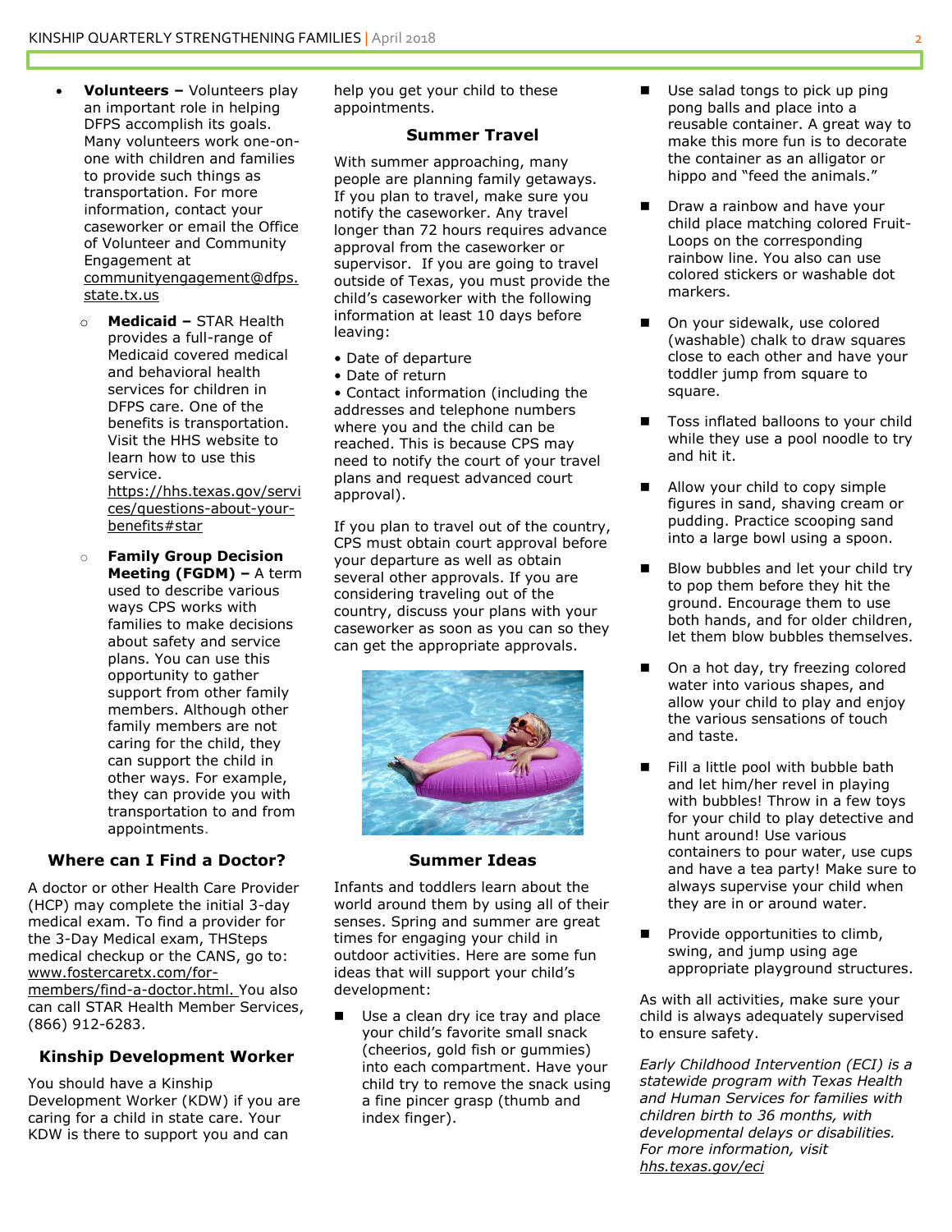- **Volunteers –** Volunteers play an important role in helping DFPS accomplish its goals. Many volunteers work one-on-one with children and families to provide such things as transportation. For more information, contact your caseworker or email the Office of Volunteer and Community Engagement at communityengagement@dfps.state.tx.us
    - **Medicaid –** STAR Health provides a full-range of Medicaid covered medical and behavioral health services for children in DFPS care. One of the benefits is transportation. Visit the HHS website to learn how to use this service. https://hhs.texas.gov/services/questions-about-your-benefits#star
    - **Family Group Decision Meeting (FGDM) –** A term used to describe various ways CPS works with families to make decisions about safety and service plans. You can use this opportunity to gather support from other family members. Although other family members are not caring for the child, they can support the child in other ways. For example, they can provide you with transportation to and from appointments.

## Where can I Find a Doctor?

A doctor or other Health Care Provider (HCP) may complete the initial 3-day medical exam. To find a provider for the 3-Day Medical exam, THSteps medical checkup or the CANS, go to: www.fostercaretx.com/for-members/find-a-doctor.html. You also can call STAR Health Member Services, (866) 912-6283.

## Kinship Development Worker

You should have a Kinship Development Worker (KDW) if you are caring for a child in state care. Your KDW is there to support you and can help you get your child to these appointments.

## Summer Travel

With summer approaching, many people are planning family getaways. If you plan to travel, make sure you notify the caseworker. Any travel longer than 72 hours requires advance approval from the caseworker or supervisor. If you are going to travel outside of Texas, you must provide the child's caseworker with the following information at least 10 days before leaving:

- Date of departure
- Date of return
- Contact information (including the addresses and telephone numbers where you and the child can be reached. This is because CPS may need to notify the court of your travel plans and request advanced court approval).

If you plan to travel out of the country, CPS must obtain court approval before your departure as well as obtain several other approvals. If you are considering traveling out of the country, discuss your plans with your caseworker as soon as you can so they can get the appropriate approvals.

## Summer Ideas

Infants and toddlers learn about the world around them by using all of their senses. Spring and summer are great times for engaging your child in outdoor activities. Here are some fun ideas that will support your child's development:

- Use a clean dry ice tray and place your child's favorite small snack (cheerios, gold fish or gummies) into each compartment. Have your child try to remove the snack using a fine pincer grasp (thumb and index finger).
- Use salad tongs to pick up ping pong balls and place into a reusable container. A great way to make this more fun is to decorate the container as an alligator or hippo and "feed the animals."
- Draw a rainbow and have your child place matching colored Fruit-Loops on the corresponding rainbow line. You also can use colored stickers or washable dot markers.
- On your sidewalk, use colored (washable) chalk to draw squares close to each other and have your toddler jump from square to square.
- Toss inflated balloons to your child while they use a pool noodle to try and hit it.
- Allow your child to copy simple figures in sand, shaving cream or pudding. Practice scooping sand into a large bowl using a spoon.
- Blow bubbles and let your child try to pop them before they hit the ground. Encourage them to use both hands, and for older children, let them blow bubbles themselves.
- On a hot day, try freezing colored water into various shapes, and allow your child to play and enjoy the various sensations of touch and taste.
- Fill a little pool with bubble bath and let him/her revel in playing with bubbles! Throw in a few toys for your child to play detective and hunt around! Use various containers to pour water, use cups and have a tea party! Make sure to always supervise your child when they are in or around water.
- Provide opportunities to climb, swing, and jump using age appropriate playground structures.

As with all activities, make sure your child is always adequately supervised to ensure safety.

*Early Childhood Intervention (ECI) is a statewide program with Texas Health and Human Services for families with children birth to 36 months, with developmental delays or disabilities. For more information, visit hhs.texas.gov/eci*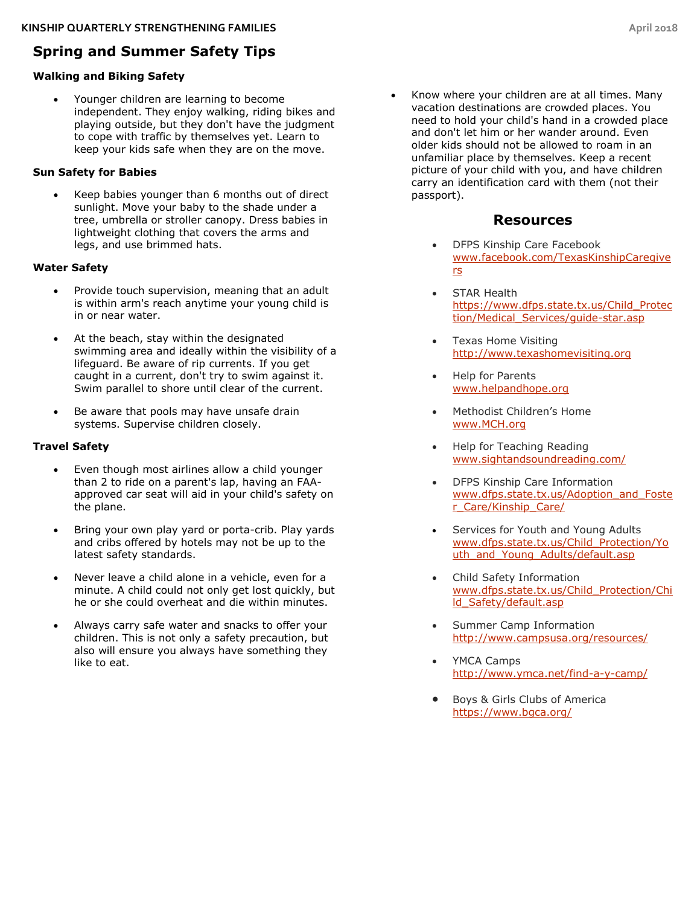## Spring and Summer Safety Tips

### Walking and Biking Safety

- Younger children are learning to become independent. They enjoy walking, riding bikes and playing outside, but they don't have the judgment to cope with traffic by themselves yet. Learn to keep your kids safe when they are on the move.

### Sun Safety for Babies

- Keep babies younger than 6 months out of direct sunlight. Move your baby to the shade under a tree, umbrella or stroller canopy. Dress babies in lightweight clothing that covers the arms and legs, and use brimmed hats.

### Water Safety

- Provide touch supervision, meaning that an adult is within arm's reach anytime your young child is in or near water.
- At the beach, stay within the designated swimming area and ideally within the visibility of a lifeguard. Be aware of rip currents. If you get caught in a current, don't try to swim against it. Swim parallel to shore until clear of the current.
- Be aware that pools may have unsafe drain systems. Supervise children closely.

### Travel Safety

- Even though most airlines allow a child younger than 2 to ride on a parent's lap, having an FAA-approved car seat will aid in your child's safety on the plane.
- Bring your own play yard or porta-crib. Play yards and cribs offered by hotels may not be up to the latest safety standards.
- Never leave a child alone in a vehicle, even for a minute. A child could not only get lost quickly, but he or she could overheat and die within minutes.
- Always carry safe water and snacks to offer your children. This is not only a safety precaution, but also will ensure you always have something they like to eat.
- Know where your children are at all times. Many vacation destinations are crowded places. You need to hold your child's hand in a crowded place and don't let him or her wander around. Even older kids should not be allowed to roam in an unfamiliar place by themselves. Keep a recent picture of your child with you, and have children carry an identification card with them (not their passport).

## Resources

- DFPS Kinship Care Facebook
  www.facebook.com/TexasKinshipCaregivers
- STAR Health
  https://www.dfps.state.tx.us/Child_Protection/Medical_Services/guide-star.asp
- Texas Home Visiting
  http://www.texashomevisiting.org
- Help for Parents
  www.helpandhope.org
- Methodist Children's Home
  www.MCH.org
- Help for Teaching Reading
  www.sightandsoundreading.com/
- DFPS Kinship Care Information
  www.dfps.state.tx.us/Adoption_and_Foster_Care/Kinship_Care/
- Services for Youth and Young Adults
  www.dfps.state.tx.us/Child_Protection/Youth_and_Young_Adults/default.asp
- Child Safety Information
  www.dfps.state.tx.us/Child_Protection/Child_Safety/default.asp
- Summer Camp Information
  http://www.campsusa.org/resources/
- YMCA Camps
  http://www.ymca.net/find-a-y-camp/
- Boys & Girls Clubs of America
  https://www.bgca.org/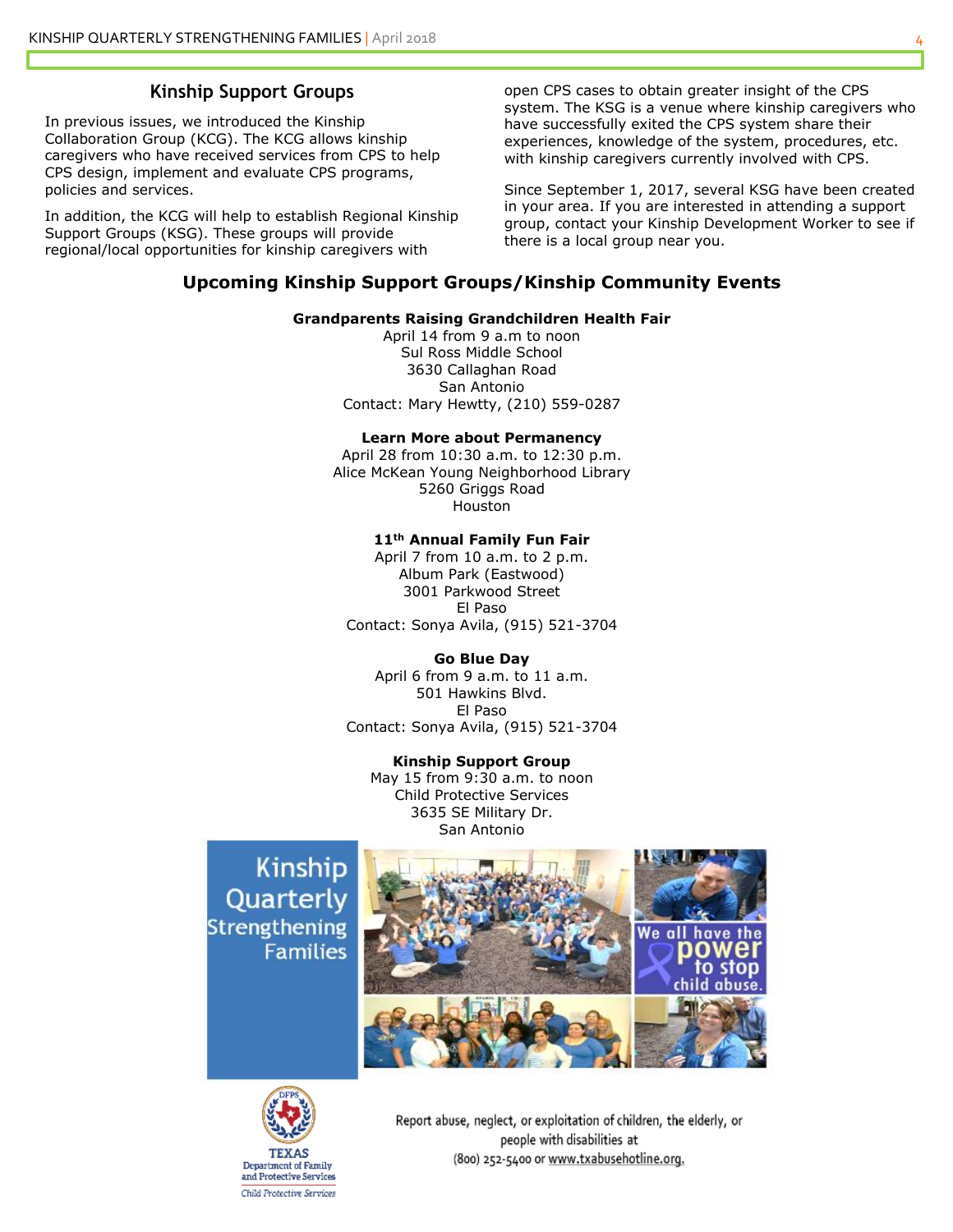## Kinship Support Groups

In previous issues, we introduced the Kinship Collaboration Group (KCG). The KCG allows kinship caregivers who have received services from CPS to help CPS design, implement and evaluate CPS programs, policies and services.

In addition, the KCG will help to establish Regional Kinship Support Groups (KSG). These groups will provide regional/local opportunities for kinship caregivers with open CPS cases to obtain greater insight of the CPS system. The KSG is a venue where kinship caregivers who have successfully exited the CPS system share their experiences, knowledge of the system, procedures, etc. with kinship caregivers currently involved with CPS.

Since September 1, 2017, several KSG have been created in your area. If you are interested in attending a support group, contact your Kinship Development Worker to see if there is a local group near you.

## Upcoming Kinship Support Groups/Kinship Community Events

**Grandparents Raising Grandchildren Health Fair**
April 14 from 9 a.m to noon
Sul Ross Middle School
3630 Callaghan Road
San Antonio
Contact: Mary Hewtty, (210) 559-0287

**Learn More about Permanency**
April 28 from 10:30 a.m. to 12:30 p.m.
Alice McKean Young Neighborhood Library
5260 Griggs Road
Houston

**11th Annual Family Fun Fair**
April 7 from 10 a.m. to 2 p.m.
Album Park (Eastwood)
3001 Parkwood Street
El Paso
Contact: Sonya Avila, (915) 521-3704

**Go Blue Day**
April 6 from 9 a.m. to 11 a.m.
501 Hawkins Blvd.
El Paso
Contact: Sonya Avila, (915) 521-3704

**Kinship Support Group**
May 15 from 9:30 a.m. to noon
Child Protective Services
3635 SE Military Dr.
San Antonio

Kinship Quarterly Strengthening Families

We all have the power to stop child abuse.

TEXAS Department of Family and Protective Services
Child Protective Services

Report abuse, neglect, or exploitation of children, the elderly, or people with disabilities at (800) 252-5400 or www.txabusehotline.org.